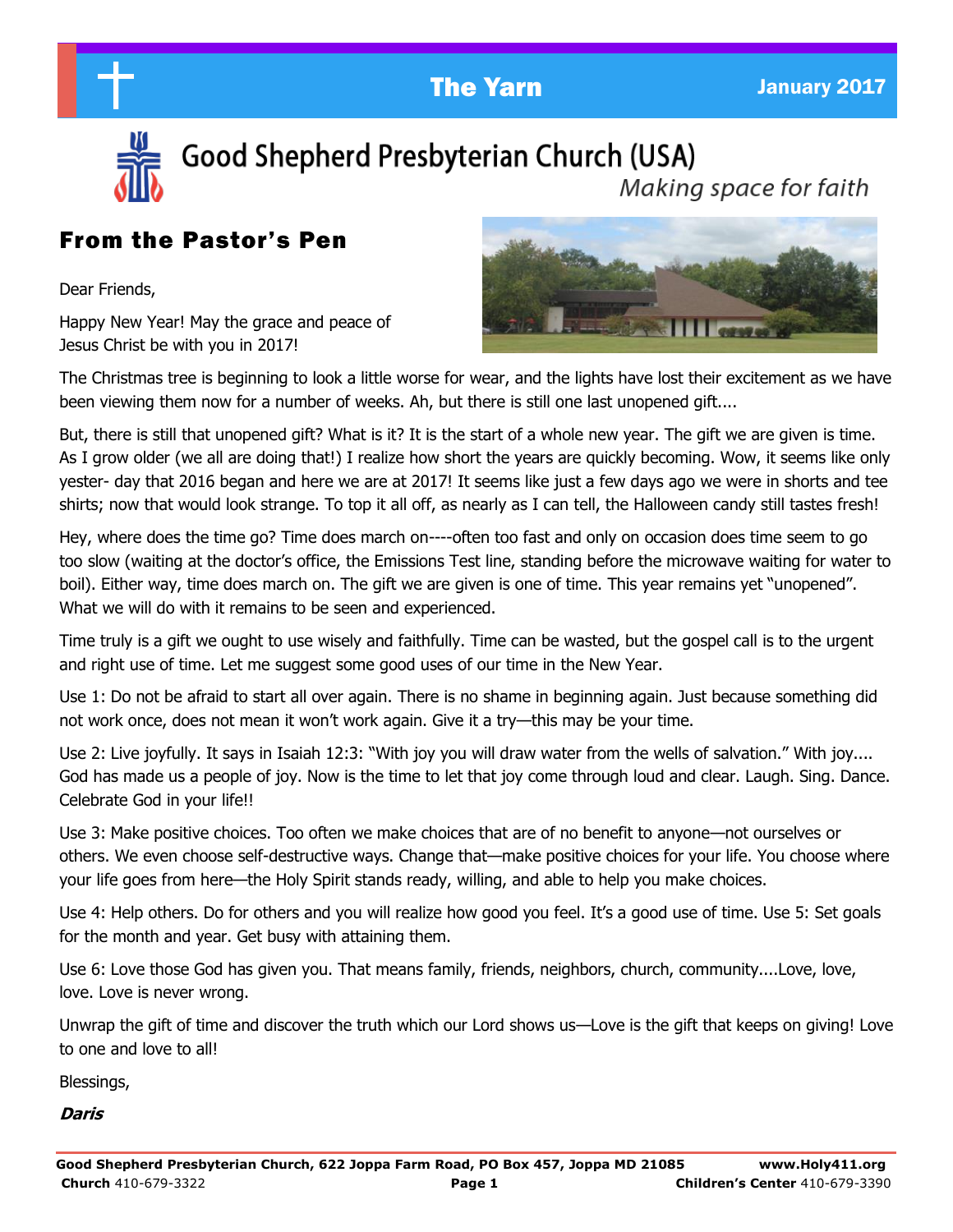# The Yarn

January 2017

## Good Shepherd Presbyterian Church (USA)

*Making space for faith*

## From the Pastor's Pen

Dear Friends,

Happy New Year! May the grace and peace of Jesus Christ be with you in 2017!

The Christmas tree is beginning to look a little worse for wear, and the lights have lost their excitement as we have been viewing them now for a number of weeks. Ah, but there is still one last unopened gift....

But, there is still that unopened gift? What is it? It is the start of a whole new year. The gift we are given is time. As I grow older (we all are doing that!) I realize how short the years are quickly becoming. Wow, it seems like only yester- day that 2016 began and here we are at 2017! It seems like just a few days ago we were in shorts and tee shirts; now that would look strange. To top it all off, as nearly as I can tell, the Halloween candy still tastes fresh!

Hey, where does the time go? Time does march on----often too fast and only on occasion does time seem to go too slow (waiting at the doctor's office, the Emissions Test line, standing before the microwave waiting for water to boil). Either way, time does march on. The gift we are given is one of time. This year remains yet "unopened". What we will do with it remains to be seen and experienced.

Time truly is a gift we ought to use wisely and faithfully. Time can be wasted, but the gospel call is to the urgent and right use of time. Let me suggest some good uses of our time in the New Year.

Use 1: Do not be afraid to start all over again. There is no shame in beginning again. Just because something did not work once, does not mean it won't work again. Give it a try—this may be your time.

Use 2: Live joyfully. It says in Isaiah 12:3: "With joy you will draw water from the wells of salvation." With joy.... God has made us a people of joy. Now is the time to let that joy come through loud and clear. Laugh. Sing. Dance. Celebrate God in your life!!

Use 3: Make positive choices. Too often we make choices that are of no benefit to anyone—not ourselves or others. We even choose self-destructive ways. Change that—make positive choices for your life. You choose where your life goes from here—the Holy Spirit stands ready, willing, and able to help you make choices.

Use 4: Help others. Do for others and you will realize how good you feel. It's a good use of time. Use 5: Set goals for the month and year. Get busy with attaining them.

Use 6: Love those God has given you. That means family, friends, neighbors, church, community....Love, love, love. Love is never wrong.

Unwrap the gift of time and discover the truth which our Lord shows us—Love is the gift that keeps on giving! Love to one and love to all!

Blessings,

***Daris***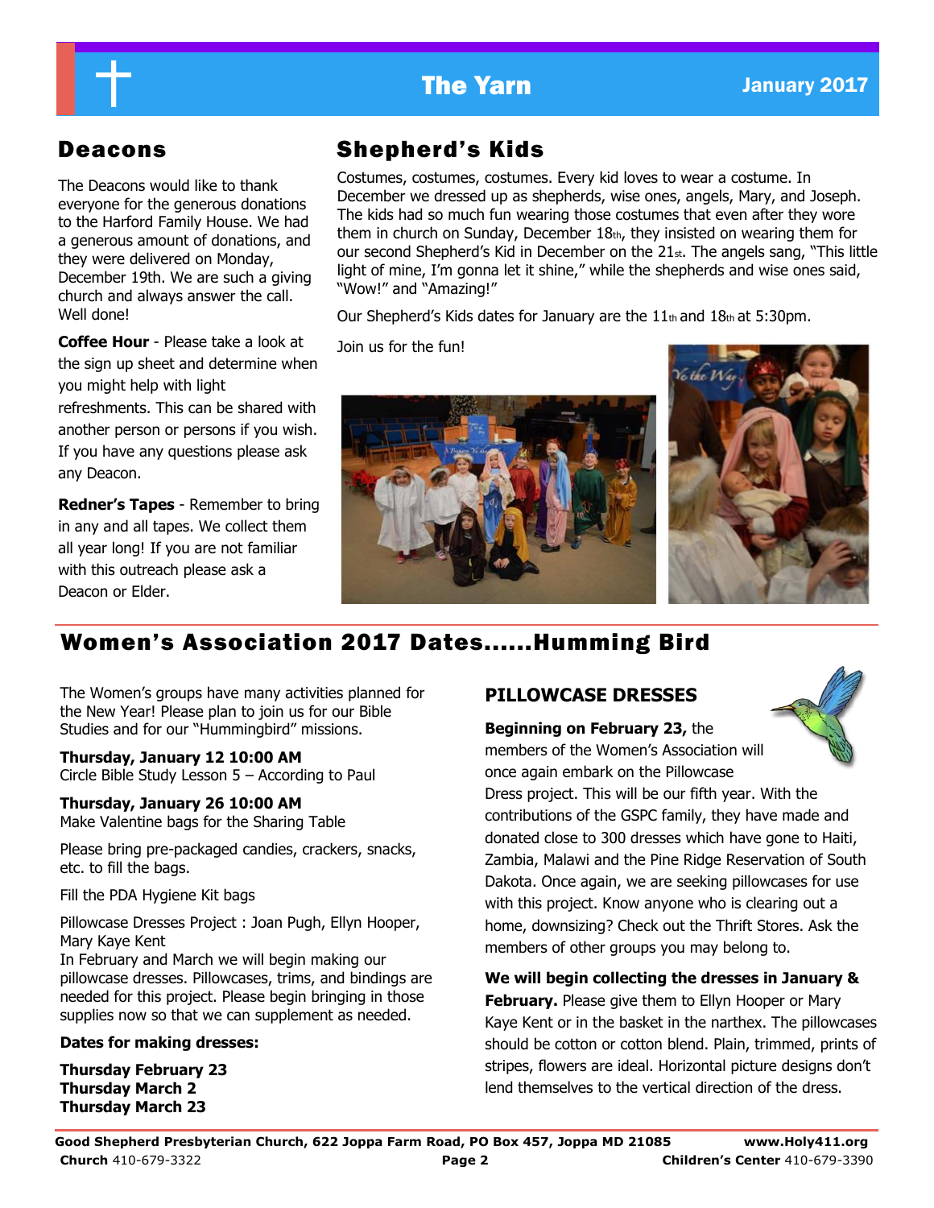## Deacons

The Deacons would like to thank everyone for the generous donations to the Harford Family House. We had a generous amount of donations, and they were delivered on Monday, December 19th. We are such a giving church and always answer the call. Well done!

**Coffee Hour** - Please take a look at the sign up sheet and determine when you might help with light refreshments. This can be shared with another person or persons if you wish. If you have any questions please ask any Deacon.

**Redner's Tapes** - Remember to bring in any and all tapes. We collect them all year long! If you are not familiar with this outreach please ask a Deacon or Elder.

## Shepherd's Kids

Costumes, costumes, costumes. Every kid loves to wear a costume. In December we dressed up as shepherds, wise ones, angels, Mary, and Joseph. The kids had so much fun wearing those costumes that even after they wore them in church on Sunday, December 18th, they insisted on wearing them for our second Shepherd's Kid in December on the 21st. The angels sang, "This little light of mine, I'm gonna let it shine," while the shepherds and wise ones said, "Wow!" and "Amazing!"

Our Shepherd's Kids dates for January are the 11th and 18th at 5:30pm.

Join us for the fun!

## Women's Association 2017 Dates......Humming Bird

The Women's groups have many activities planned for the New Year! Please plan to join us for our Bible Studies and for our "Hummingbird" missions.

**Thursday, January 12 10:00 AM**
Circle Bible Study Lesson 5 – According to Paul

**Thursday, January 26 10:00 AM**
Make Valentine bags for the Sharing Table

Please bring pre-packaged candies, crackers, snacks, etc. to fill the bags.

Fill the PDA Hygiene Kit bags

Pillowcase Dresses Project : Joan Pugh, Ellyn Hooper, Mary Kaye Kent
In February and March we will begin making our pillowcase dresses. Pillowcases, trims, and bindings are needed for this project. Please begin bringing in those supplies now so that we can supplement as needed.

**Dates for making dresses:**

**Thursday February 23**
**Thursday March 2**
**Thursday March 23**

### PILLOWCASE DRESSES

**Beginning on February 23,** the members of the Women's Association will once again embark on the Pillowcase Dress project. This will be our fifth year. With the contributions of the GSPC family, they have made and donated close to 300 dresses which have gone to Haiti, Zambia, Malawi and the Pine Ridge Reservation of South Dakota. Once again, we are seeking pillowcases for use with this project. Know anyone who is clearing out a home, downsizing? Check out the Thrift Stores. Ask the members of other groups you may belong to.

**We will begin collecting the dresses in January & February.** Please give them to Ellyn Hooper or Mary Kaye Kent or in the basket in the narthex. The pillowcases should be cotton or cotton blend. Plain, trimmed, prints of stripes, flowers are ideal. Horizontal picture designs don't lend themselves to the vertical direction of the dress.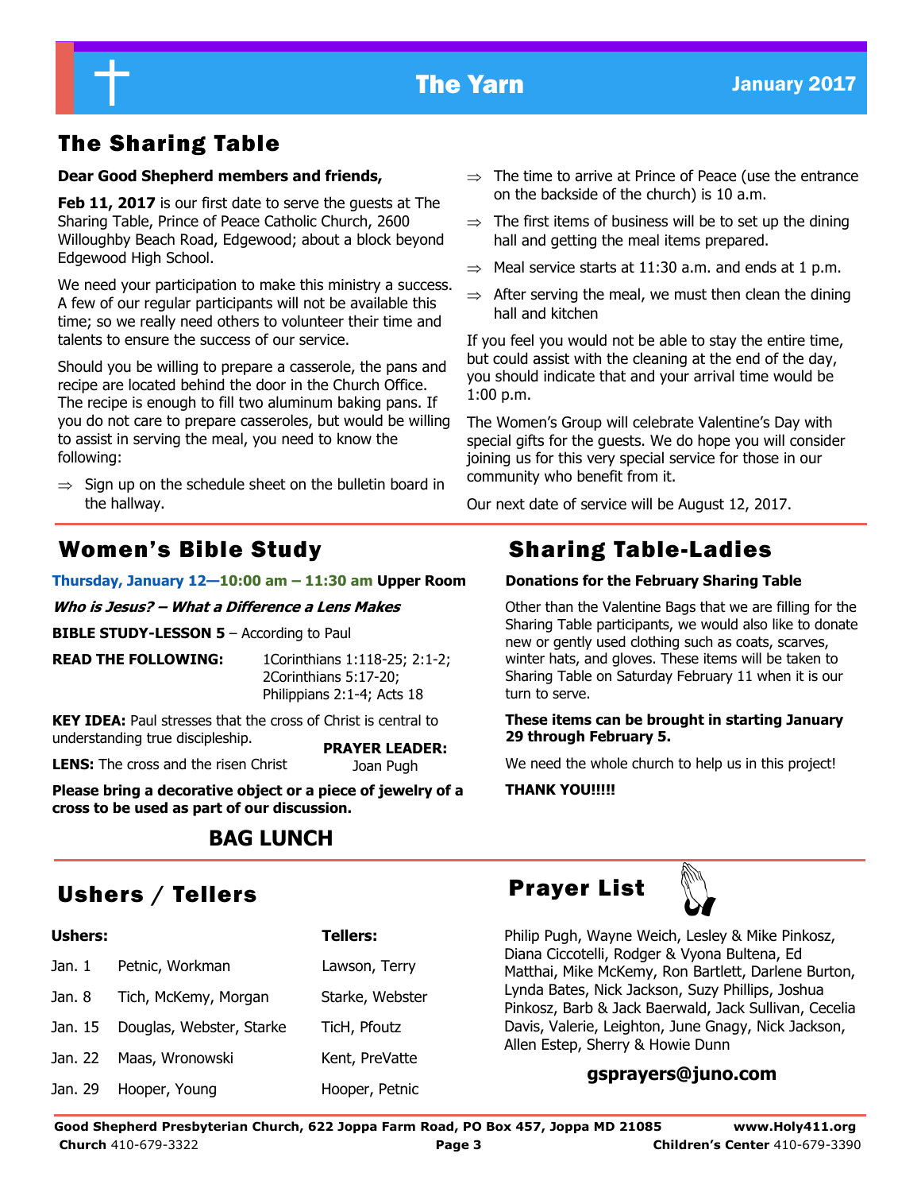## The Sharing Table

**Dear Good Shepherd members and friends,**

**Feb 11, 2017** is our first date to serve the guests at The Sharing Table, Prince of Peace Catholic Church, 2600 Willoughby Beach Road, Edgewood; about a block beyond Edgewood High School.

We need your participation to make this ministry a success. A few of our regular participants will not be available this time; so we really need others to volunteer their time and talents to ensure the success of our service.

Should you be willing to prepare a casserole, the pans and recipe are located behind the door in the Church Office. The recipe is enough to fill two aluminum baking pans. If you do not care to prepare casseroles, but would be willing to assist in serving the meal, you need to know the following:

- Sign up on the schedule sheet on the bulletin board in the hallway.
- The time to arrive at Prince of Peace (use the entrance on the backside of the church) is 10 a.m.
- The first items of business will be to set up the dining hall and getting the meal items prepared.
- Meal service starts at 11:30 a.m. and ends at 1 p.m.
- After serving the meal, we must then clean the dining hall and kitchen

If you feel you would not be able to stay the entire time, but could assist with the cleaning at the end of the day, you should indicate that and your arrival time would be 1:00 p.m.

The Women's Group will celebrate Valentine's Day with special gifts for the guests. We do hope you will consider joining us for this very special service for those in our community who benefit from it.

Our next date of service will be August 12, 2017.

## Women's Bible Study

**Thursday, January 12—10:00 am – 11:30 am Upper Room**

***Who is Jesus? – What a Difference a Lens Makes***

**BIBLE STUDY-LESSON 5** – According to Paul

**READ THE FOLLOWING:** 1Corinthians 1:118-25; 2:1-2; 2Corinthians 5:17-20; Philippians 2:1-4; Acts 18

**KEY IDEA:** Paul stresses that the cross of Christ is central to understanding true discipleship.

**LENS:** The cross and the risen Christ

**PRAYER LEADER:** Joan Pugh

**Please bring a decorative object or a piece of jewelry of a cross to be used as part of our discussion.**

**BAG LUNCH**

## Sharing Table-Ladies

**Donations for the February Sharing Table**

Other than the Valentine Bags that we are filling for the Sharing Table participants, we would also like to donate new or gently used clothing such as coats, scarves, winter hats, and gloves. These items will be taken to Sharing Table on Saturday February 11 when it is our turn to serve.

**These items can be brought in starting January 29 through February 5.**

We need the whole church to help us in this project!

**THANK YOU!!!!!**

## Ushers / Tellers

| | Ushers: | Tellers: |
|---|---|---|
| Jan. 1 | Petnic, Workman | Lawson, Terry |
| Jan. 8 | Tich, McKemy, Morgan | Starke, Webster |
| Jan. 15 | Douglas, Webster, Starke | TicH, Pfoutz |
| Jan. 22 | Maas, Wronowski | Kent, PreVatte |
| Jan. 29 | Hooper, Young | Hooper, Petnic |

## Prayer List

Philip Pugh, Wayne Weich, Lesley & Mike Pinkosz, Diana Ciccotelli, Rodger & Vyona Bultena, Ed Matthai, Mike McKemy, Ron Bartlett, Darlene Burton, Lynda Bates, Nick Jackson, Suzy Phillips, Joshua Pinkosz, Barb & Jack Baerwald, Jack Sullivan, Cecelia Davis, Valerie, Leighton, June Gnagy, Nick Jackson, Allen Estep, Sherry & Howie Dunn

**gsprayers@juno.com**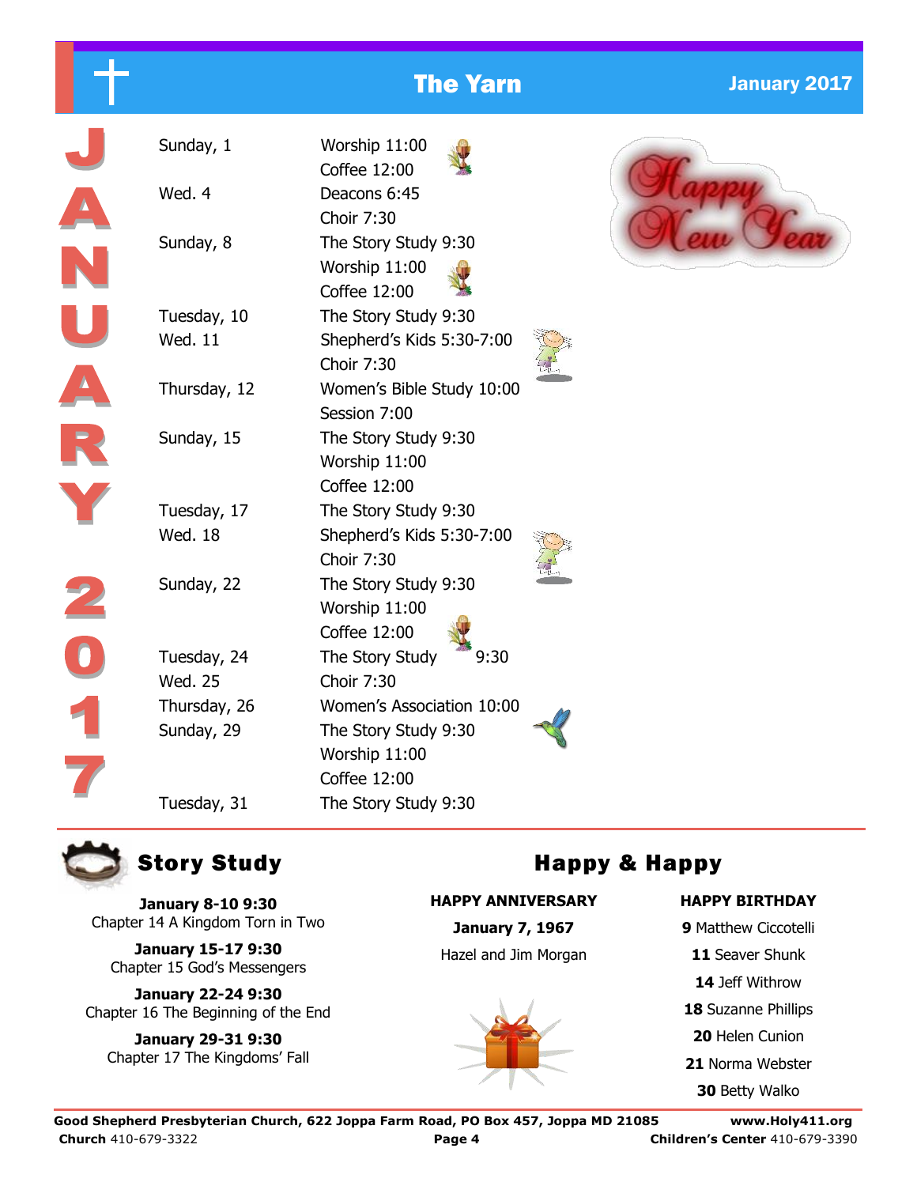# The Yarn

January 2017

## JANUARY 2017

| | |
|---|---|
| Sunday, 1 | Worship 11:00<br>Coffee 12:00 |
| Wed. 4 | Deacons 6:45<br>Choir 7:30 |
| Sunday, 8 | The Story Study 9:30<br>Worship 11:00<br>Coffee 12:00 |
| Tuesday, 10 | The Story Study 9:30 |
| Wed. 11 | Shepherd's Kids 5:30-7:00<br>Choir 7:30 |
| Thursday, 12 | Women's Bible Study 10:00<br>Session 7:00 |
| Sunday, 15 | The Story Study 9:30<br>Worship 11:00<br>Coffee 12:00 |
| Tuesday, 17 | The Story Study 9:30 |
| Wed. 18 | Shepherd's Kids 5:30-7:00<br>Choir 7:30 |
| Sunday, 22 | The Story Study 9:30<br>Worship 11:00<br>Coffee 12:00 |
| Tuesday, 24 | The Story Study 9:30 |
| Wed. 25 | Choir 7:30 |
| Thursday, 26 | Women's Association 10:00 |
| Sunday, 29 | The Story Study 9:30<br>Worship 11:00<br>Coffee 12:00 |
| Tuesday, 31 | The Story Study 9:30 |

Happy New Year

## Story Study

**January 8-10 9:30**
Chapter 14 A Kingdom Torn in Two

**January 15-17 9:30**
Chapter 15 God's Messengers

**January 22-24 9:30**
Chapter 16 The Beginning of the End

**January 29-31 9:30**
Chapter 17 The Kingdoms' Fall

## Happy & Happy

**HAPPY ANNIVERSARY**

**January 7, 1967**
Hazel and Jim Morgan

**HAPPY BIRTHDAY**

**9** Matthew Ciccotelli
**11** Seaver Shunk
**14** Jeff Withrow
**18** Suzanne Phillips
**20** Helen Cunion
**21** Norma Webster
**30** Betty Walko

**Good Shepherd Presbyterian Church, 622 Joppa Farm Road, PO Box 457, Joppa MD 21085** **www.Holy411.org**
**Church** 410-679-3322 **Children's Center** 410-679-3390